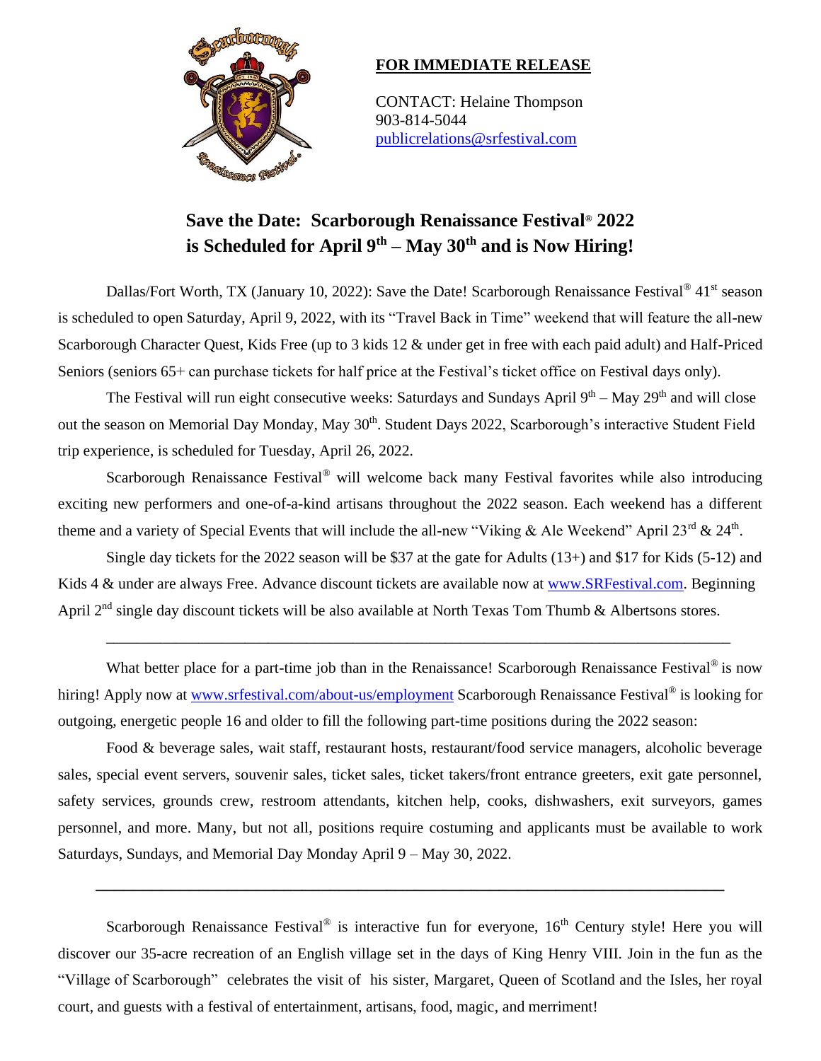**FOR IMMEDIATE RELEASE**

CONTACT: Helaine Thompson
903-814-5044
publicrelations@srfestival.com

# Save the Date: Scarborough Renaissance Festival® 2022 is Scheduled for April 9th – May 30th and is Now Hiring!

Dallas/Fort Worth, TX (January 10, 2022): Save the Date! Scarborough Renaissance Festival® 41st season is scheduled to open Saturday, April 9, 2022, with its "Travel Back in Time" weekend that will feature the all-new Scarborough Character Quest, Kids Free (up to 3 kids 12 & under get in free with each paid adult) and Half-Priced Seniors (seniors 65+ can purchase tickets for half price at the Festival's ticket office on Festival days only).

The Festival will run eight consecutive weeks: Saturdays and Sundays April 9th – May 29th and will close out the season on Memorial Day Monday, May 30th. Student Days 2022, Scarborough's interactive Student Field trip experience, is scheduled for Tuesday, April 26, 2022.

Scarborough Renaissance Festival® will welcome back many Festival favorites while also introducing exciting new performers and one-of-a-kind artisans throughout the 2022 season. Each weekend has a different theme and a variety of Special Events that will include the all-new "Viking & Ale Weekend" April 23rd & 24th.

Single day tickets for the 2022 season will be $37 at the gate for Adults (13+) and $17 for Kids (5-12) and Kids 4 & under are always Free. Advance discount tickets are available now at www.SRFestival.com. Beginning April 2nd single day discount tickets will be also available at North Texas Tom Thumb & Albertsons stores.

---

What better place for a part-time job than in the Renaissance! Scarborough Renaissance Festival® is now hiring! Apply now at www.srfestival.com/about-us/employment Scarborough Renaissance Festival® is looking for outgoing, energetic people 16 and older to fill the following part-time positions during the 2022 season:

Food & beverage sales, wait staff, restaurant hosts, restaurant/food service managers, alcoholic beverage sales, special event servers, souvenir sales, ticket sales, ticket takers/front entrance greeters, exit gate personnel, safety services, grounds crew, restroom attendants, kitchen help, cooks, dishwashers, exit surveyors, games personnel, and more. Many, but not all, positions require costuming and applicants must be available to work Saturdays, Sundays, and Memorial Day Monday April 9 – May 30, 2022.

---

Scarborough Renaissance Festival® is interactive fun for everyone, 16th Century style! Here you will discover our 35-acre recreation of an English village set in the days of King Henry VIII. Join in the fun as the "Village of Scarborough" celebrates the visit of his sister, Margaret, Queen of Scotland and the Isles, her royal court, and guests with a festival of entertainment, artisans, food, magic, and merriment!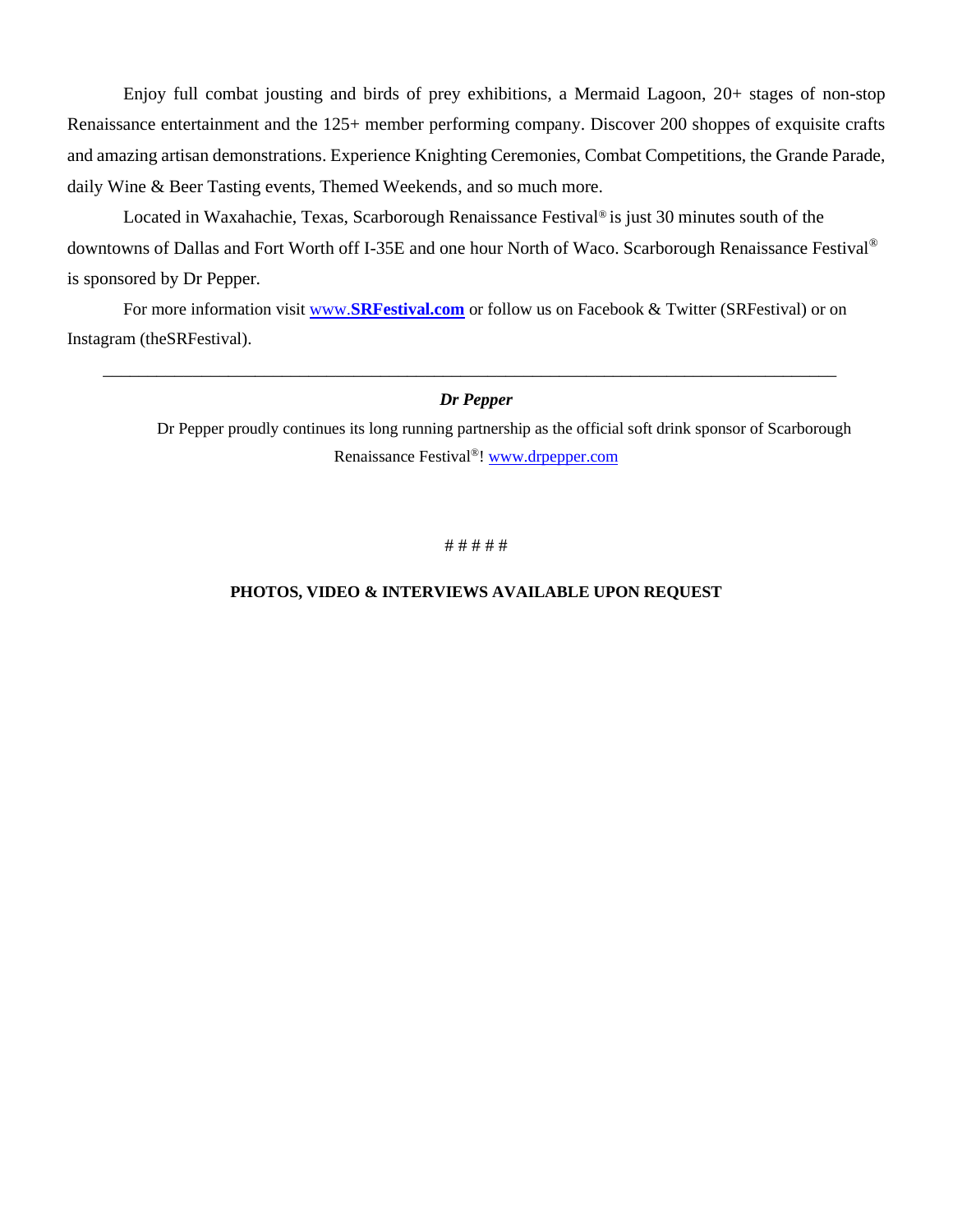Enjoy full combat jousting and birds of prey exhibitions, a Mermaid Lagoon, 20+ stages of non-stop Renaissance entertainment and the 125+ member performing company. Discover 200 shoppes of exquisite crafts and amazing artisan demonstrations. Experience Knighting Ceremonies, Combat Competitions, the Grande Parade, daily Wine & Beer Tasting events, Themed Weekends, and so much more.

Located in Waxahachie, Texas, Scarborough Renaissance Festival® is just 30 minutes south of the downtowns of Dallas and Fort Worth off I-35E and one hour North of Waco. Scarborough Renaissance Festival® is sponsored by Dr Pepper.

For more information visit [www.**SRFestival.com**](http://www.SRFestival.com) or follow us on Facebook & Twitter (SRFestival) or on Instagram (theSRFestival).

---

***Dr Pepper***

Dr Pepper proudly continues its long running partnership as the official soft drink sponsor of Scarborough Renaissance Festival®! [www.drpepper.com](http://www.drpepper.com)

# # # # #

**PHOTOS, VIDEO & INTERVIEWS AVAILABLE UPON REQUEST**